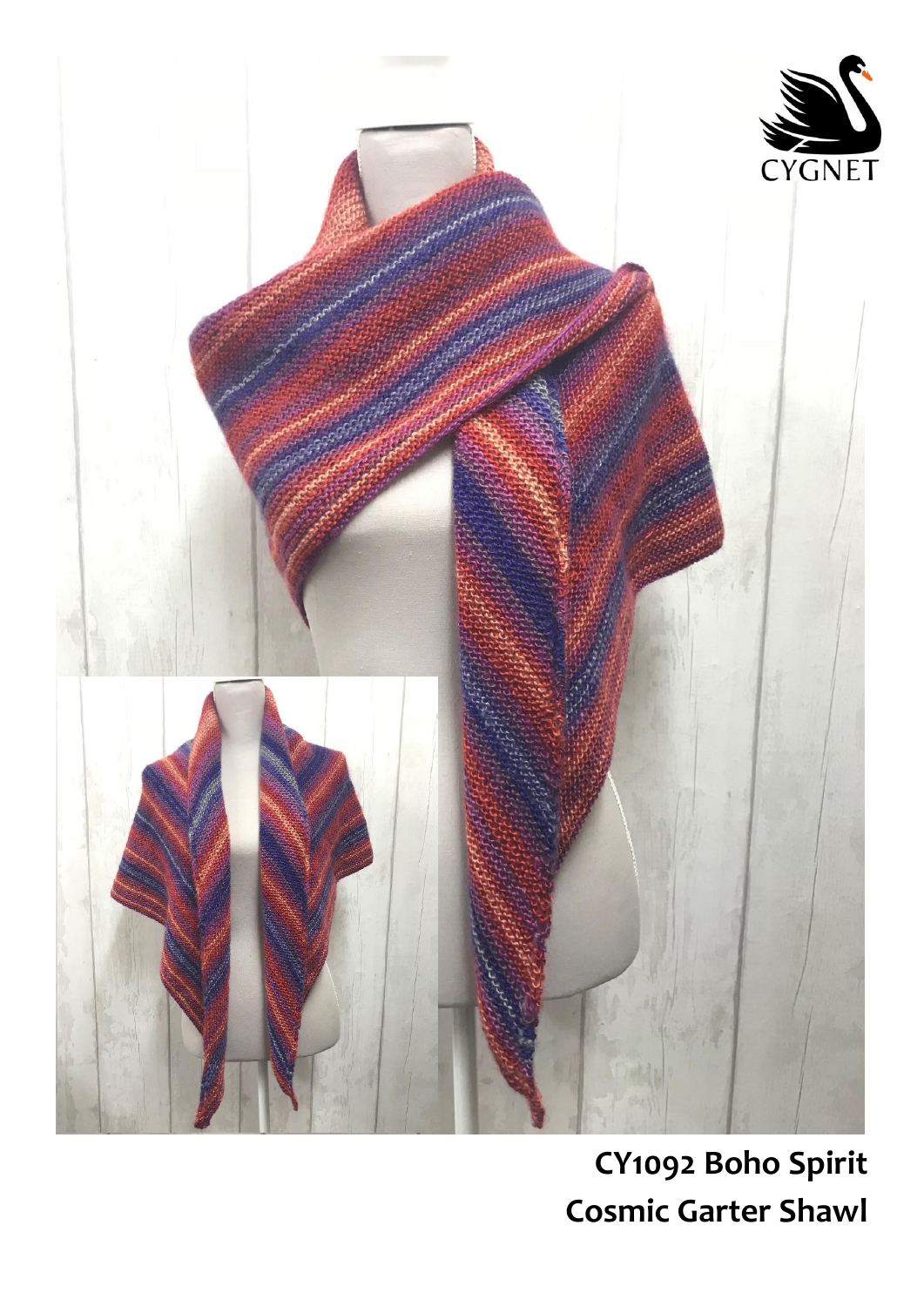CYGNET

**CY1092 Boho Spirit**
**Cosmic Garter Shawl**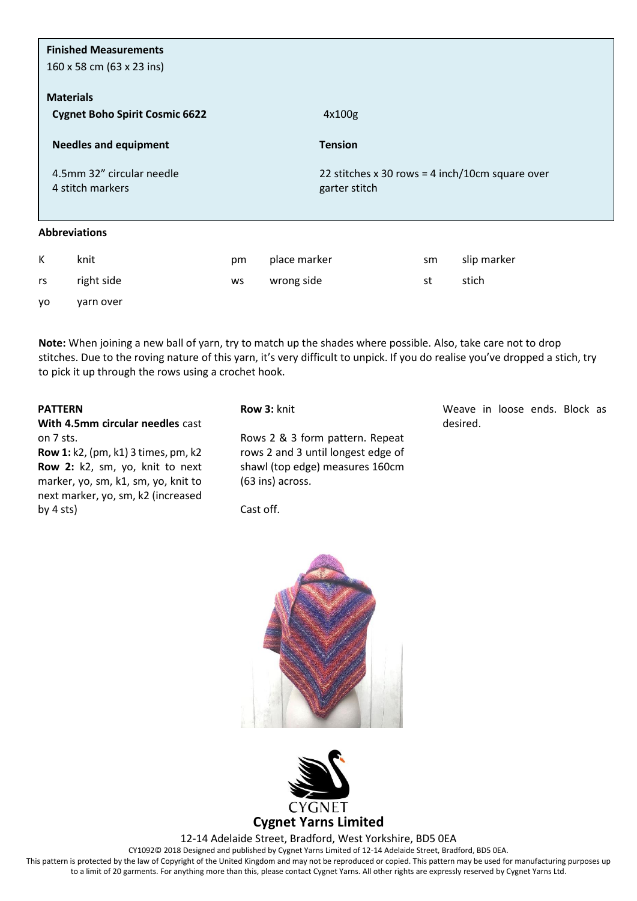**Finished Measurements**

160 x 58 cm (63 x 23 ins)

**Materials**

| | |
|---|---|
| **Cygnet Boho Spirit Cosmic 6622** | 4x100g |
| **Needles and equipment** | **Tension** |
| 4.5mm 32" circular needle<br>4 stitch markers | 22 stitches x 30 rows = 4 inch/10cm square over garter stitch |

**Abbreviations**

| | | | | | |
|---|---|---|---|---|---|
| K | knit | pm | place marker | sm | slip marker |
| rs | right side | ws | wrong side | st | stich |
| yo | yarn over | | | | |

**Note:** When joining a new ball of yarn, try to match up the shades where possible. Also, take care not to drop stitches. Due to the roving nature of this yarn, it's very difficult to unpick. If you do realise you've dropped a stich, try to pick it up through the rows using a crochet hook.

**PATTERN**

**With 4.5mm circular needles** cast on 7 sts.

**Row 1:** k2, (pm, k1) 3 times, pm, k2

**Row 2:** k2, sm, yo, knit to next marker, yo, sm, k1, sm, yo, knit to next marker, yo, sm, k2 (increased by 4 sts)

**Row 3:** knit

Rows 2 & 3 form pattern. Repeat rows 2 and 3 until longest edge of shawl (top edge) measures 160cm (63 ins) across.

Cast off.

Weave in loose ends. Block as desired.

CYGNET

**Cygnet Yarns Limited**

12-14 Adelaide Street, Bradford, West Yorkshire, BD5 0EA

CY1092© 2018 Designed and published by Cygnet Yarns Limited of 12-14 Adelaide Street, Bradford, BD5 0EA.

This pattern is protected by the law of Copyright of the United Kingdom and may not be reproduced or copied. This pattern may be used for manufacturing purposes up to a limit of 20 garments. For anything more than this, please contact Cygnet Yarns. All other rights are expressly reserved by Cygnet Yarns Ltd.